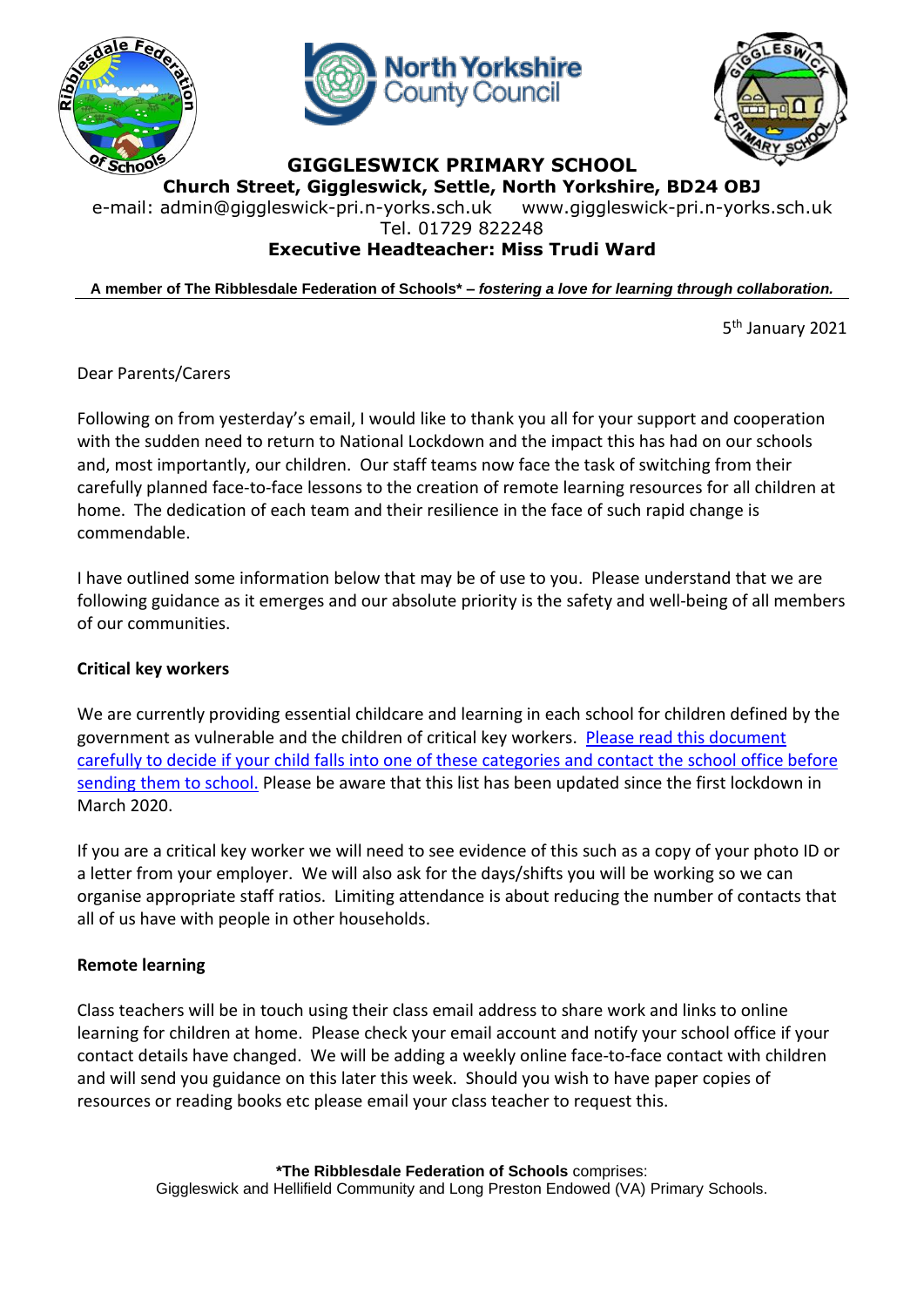# GIGGLESWICK PRIMARY SCHOOL

**Church Street, Giggleswick, Settle, North Yorkshire, BD24 OBJ**

e-mail: admin@giggleswick-pri.n-yorks.sch.uk www.giggleswick-pri.n-yorks.sch.uk

Tel. 01729 822248

**Executive Headteacher: Miss Trudi Ward**

**A member of The Ribblesdale Federation of Schools* –** ***fostering a love for learning through collaboration.***

5th January 2021

Dear Parents/Carers

Following on from yesterday's email, I would like to thank you all for your support and cooperation with the sudden need to return to National Lockdown and the impact this has had on our schools and, most importantly, our children. Our staff teams now face the task of switching from their carefully planned face-to-face lessons to the creation of remote learning resources for all children at home. The dedication of each team and their resilience in the face of such rapid change is commendable.

I have outlined some information below that may be of use to you. Please understand that we are following guidance as it emerges and our absolute priority is the safety and well-being of all members of our communities.

**Critical key workers**

We are currently providing essential childcare and learning in each school for children defined by the government as vulnerable and the children of critical key workers. Please read this document carefully to decide if your child falls into one of these categories and contact the school office before sending them to school. Please be aware that this list has been updated since the first lockdown in March 2020.

If you are a critical key worker we will need to see evidence of this such as a copy of your photo ID or a letter from your employer. We will also ask for the days/shifts you will be working so we can organise appropriate staff ratios. Limiting attendance is about reducing the number of contacts that all of us have with people in other households.

**Remote learning**

Class teachers will be in touch using their class email address to share work and links to online learning for children at home. Please check your email account and notify your school office if your contact details have changed. We will be adding a weekly online face-to-face contact with children and will send you guidance on this later this week. Should you wish to have paper copies of resources or reading books etc please email your class teacher to request this.

**\*The Ribblesdale Federation of Schools** comprises:
Giggleswick and Hellifield Community and Long Preston Endowed (VA) Primary Schools.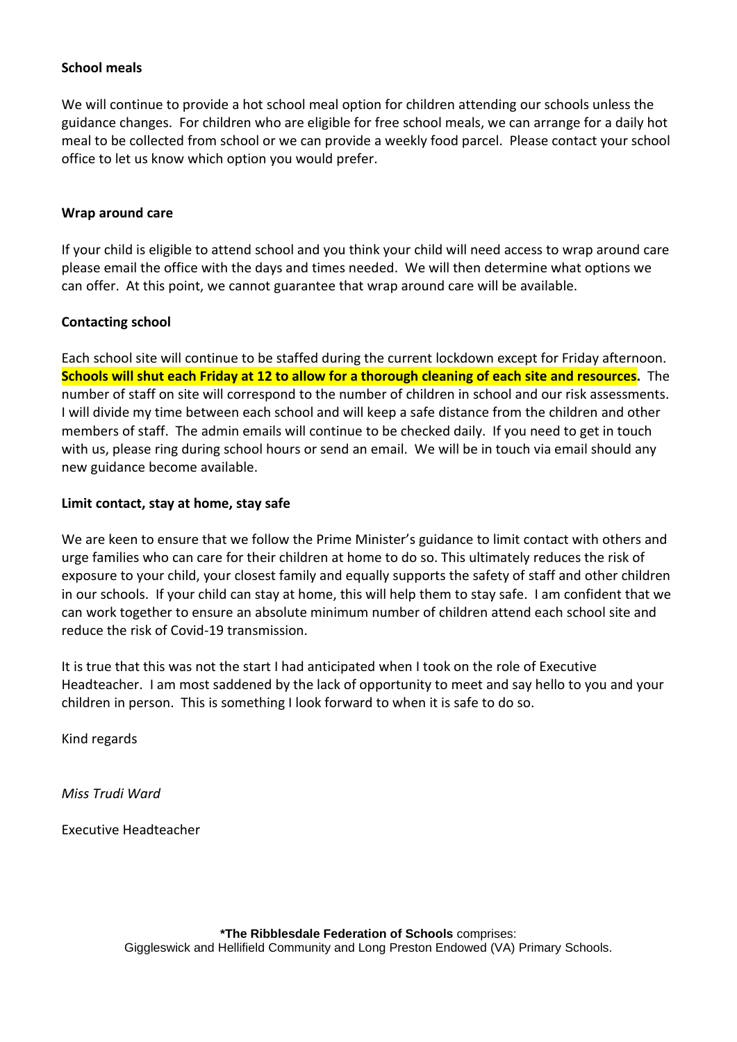**School meals**

We will continue to provide a hot school meal option for children attending our schools unless the guidance changes. For children who are eligible for free school meals, we can arrange for a daily hot meal to be collected from school or we can provide a weekly food parcel. Please contact your school office to let us know which option you would prefer.

**Wrap around care**

If your child is eligible to attend school and you think your child will need access to wrap around care please email the office with the days and times needed. We will then determine what options we can offer. At this point, we cannot guarantee that wrap around care will be available.

**Contacting school**

Each school site will continue to be staffed during the current lockdown except for Friday afternoon. **Schools will shut each Friday at 12 to allow for a thorough cleaning of each site and resources.** The number of staff on site will correspond to the number of children in school and our risk assessments. I will divide my time between each school and will keep a safe distance from the children and other members of staff. The admin emails will continue to be checked daily. If you need to get in touch with us, please ring during school hours or send an email. We will be in touch via email should any new guidance become available.

**Limit contact, stay at home, stay safe**

We are keen to ensure that we follow the Prime Minister's guidance to limit contact with others and urge families who can care for their children at home to do so. This ultimately reduces the risk of exposure to your child, your closest family and equally supports the safety of staff and other children in our schools. If your child can stay at home, this will help them to stay safe. I am confident that we can work together to ensure an absolute minimum number of children attend each school site and reduce the risk of Covid-19 transmission.

It is true that this was not the start I had anticipated when I took on the role of Executive Headteacher. I am most saddened by the lack of opportunity to meet and say hello to you and your children in person. This is something I look forward to when it is safe to do so.

Kind regards

*Miss Trudi Ward*

Executive Headteacher

***The Ribblesdale Federation of Schools** comprises:
Giggleswick and Hellifield Community and Long Preston Endowed (VA) Primary Schools.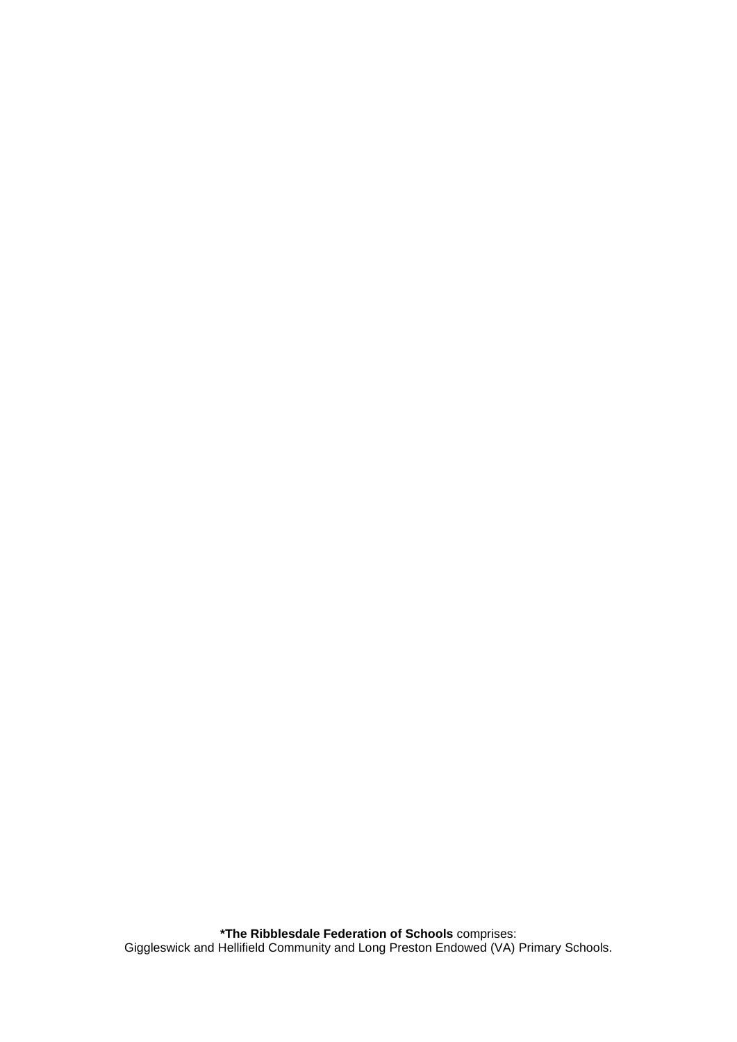***The Ribblesdale Federation of Schools** comprises:
Giggleswick and Hellifield Community and Long Preston Endowed (VA) Primary Schools.